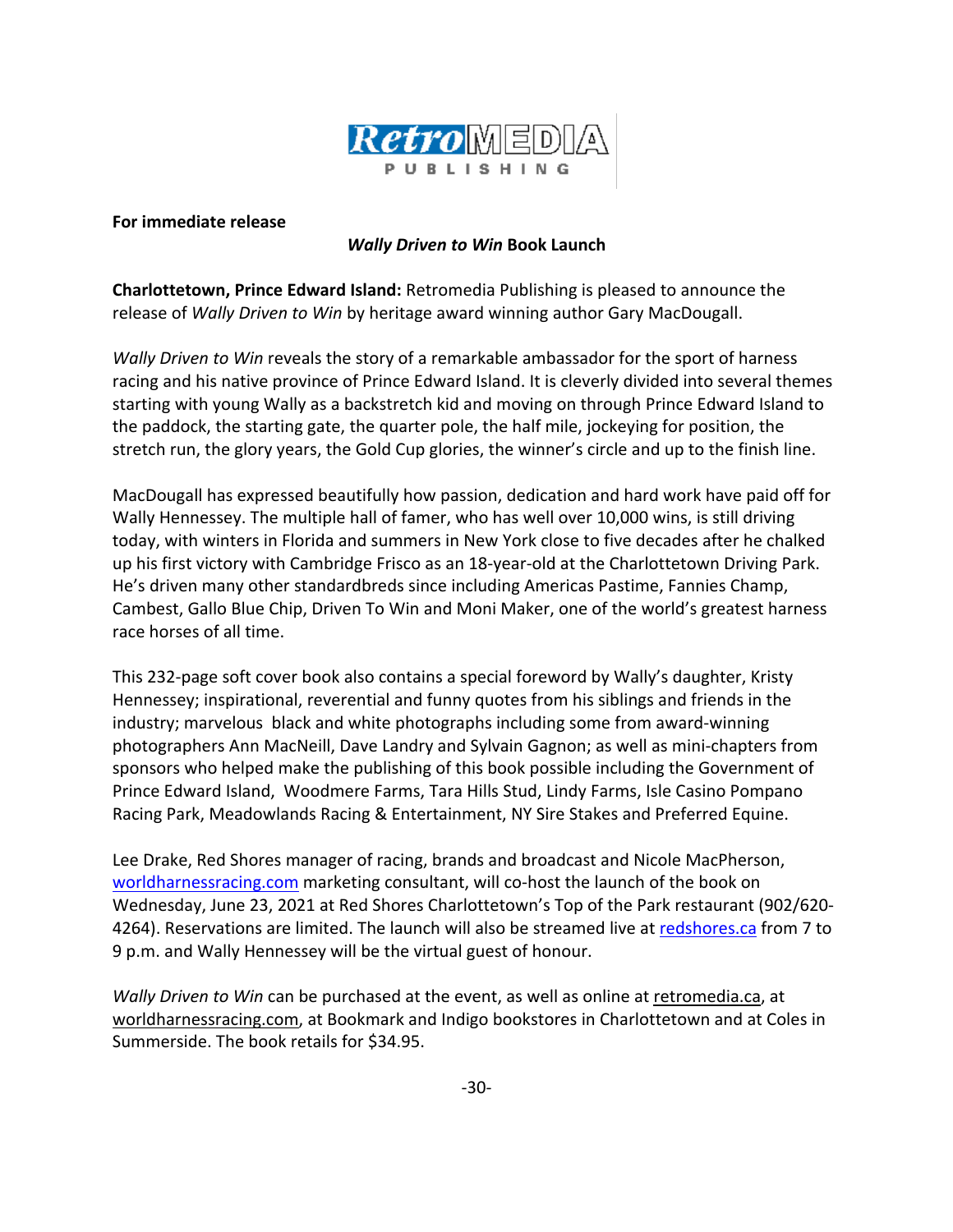RetroMEDIA PUBLISHING

**For immediate release**

***Wally Driven to Win* Book Launch**

**Charlottetown, Prince Edward Island:** Retromedia Publishing is pleased to announce the release of *Wally Driven to Win* by heritage award winning author Gary MacDougall.

*Wally Driven to Win* reveals the story of a remarkable ambassador for the sport of harness racing and his native province of Prince Edward Island. It is cleverly divided into several themes starting with young Wally as a backstretch kid and moving on through Prince Edward Island to the paddock, the starting gate, the quarter pole, the half mile, jockeying for position, the stretch run, the glory years, the Gold Cup glories, the winner's circle and up to the finish line.

MacDougall has expressed beautifully how passion, dedication and hard work have paid off for Wally Hennessey. The multiple hall of famer, who has well over 10,000 wins, is still driving today, with winters in Florida and summers in New York close to five decades after he chalked up his first victory with Cambridge Frisco as an 18-year-old at the Charlottetown Driving Park. He's driven many other standardbreds since including Americas Pastime, Fannies Champ, Cambest, Gallo Blue Chip, Driven To Win and Moni Maker, one of the world's greatest harness race horses of all time.

This 232-page soft cover book also contains a special foreword by Wally's daughter, Kristy Hennessey; inspirational, reverential and funny quotes from his siblings and friends in the industry; marvelous black and white photographs including some from award-winning photographers Ann MacNeill, Dave Landry and Sylvain Gagnon; as well as mini-chapters from sponsors who helped make the publishing of this book possible including the Government of Prince Edward Island, Woodmere Farms, Tara Hills Stud, Lindy Farms, Isle Casino Pompano Racing Park, Meadowlands Racing & Entertainment, NY Sire Stakes and Preferred Equine.

Lee Drake, Red Shores manager of racing, brands and broadcast and Nicole MacPherson, worldharnessracing.com marketing consultant, will co-host the launch of the book on Wednesday, June 23, 2021 at Red Shores Charlottetown's Top of the Park restaurant (902/620-4264). Reservations are limited. The launch will also be streamed live at redshores.ca from 7 to 9 p.m. and Wally Hennessey will be the virtual guest of honour.

*Wally Driven to Win* can be purchased at the event, as well as online at retromedia.ca, at worldharnessracing.com, at Bookmark and Indigo bookstores in Charlottetown and at Coles in Summerside. The book retails for $34.95.

-30-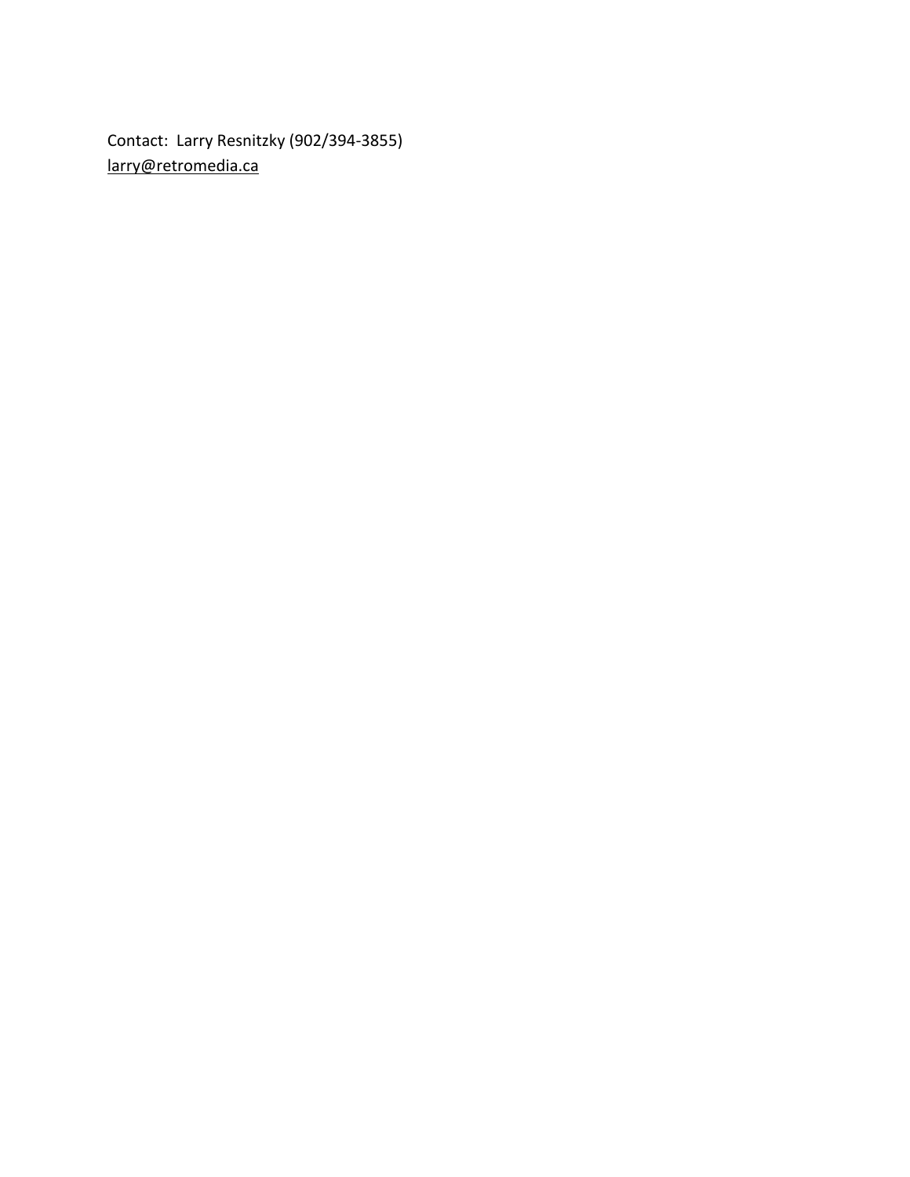Contact: Larry Resnitzky (902/394-3855)
larry@retromedia.ca